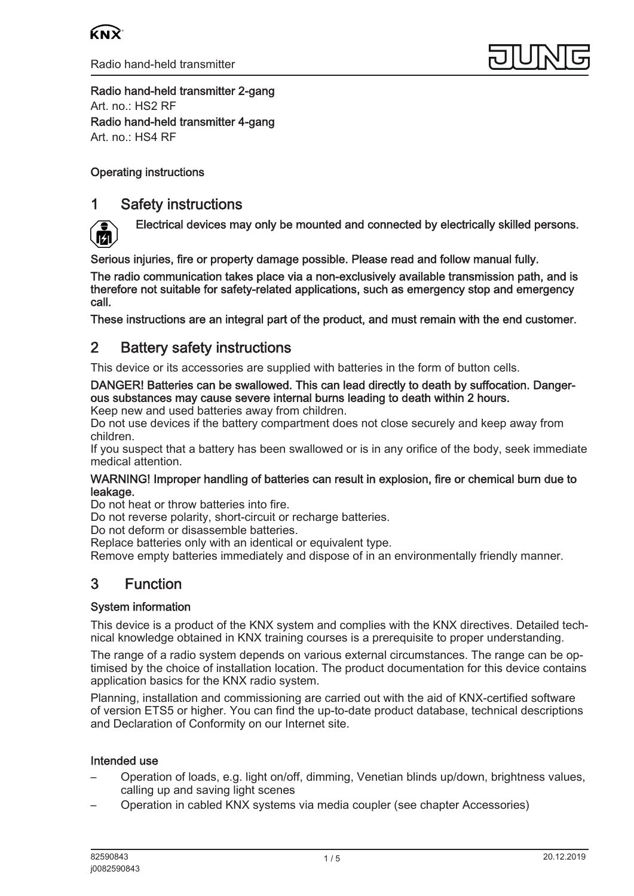**Radio hand-held transmitter 2-gang**

Art. no.: HS2 RF

**Radio hand-held transmitter 4-gang**

Art. no.: HS4 RF

**Operating instructions**

# 1 Safety instructions

**Electrical devices may only be mounted and connected by electrically skilled persons.**

**Serious injuries, fire or property damage possible. Please read and follow manual fully.**

**The radio communication takes place via a non-exclusively available transmission path, and is therefore not suitable for safety-related applications, such as emergency stop and emergency call.**

**These instructions are an integral part of the product, and must remain with the end customer.**

# 2 Battery safety instructions

This device or its accessories are supplied with batteries in the form of button cells.

**DANGER! Batteries can be swallowed. This can lead directly to death by suffocation. Dangerous substances may cause severe internal burns leading to death within 2 hours.**

Keep new and used batteries away from children.

Do not use devices if the battery compartment does not close securely and keep away from children.

If you suspect that a battery has been swallowed or is in any orifice of the body, seek immediate medical attention.

**WARNING! Improper handling of batteries can result in explosion, fire or chemical burn due to leakage.**

Do not heat or throw batteries into fire.

Do not reverse polarity, short-circuit or recharge batteries.

Do not deform or disassemble batteries.

Replace batteries only with an identical or equivalent type.

Remove empty batteries immediately and dispose of in an environmentally friendly manner.

# 3 Function

**System information**

This device is a product of the KNX system and complies with the KNX directives. Detailed technical knowledge obtained in KNX training courses is a prerequisite to proper understanding.

The range of a radio system depends on various external circumstances. The range can be optimised by the choice of installation location. The product documentation for this device contains application basics for the KNX radio system.

Planning, installation and commissioning are carried out with the aid of KNX-certified software of version ETS5 or higher. You can find the up-to-date product database, technical descriptions and Declaration of Conformity on our Internet site.

**Intended use**

- Operation of loads, e.g. light on/off, dimming, Venetian blinds up/down, brightness values, calling up and saving light scenes
- Operation in cabled KNX systems via media coupler (see chapter Accessories)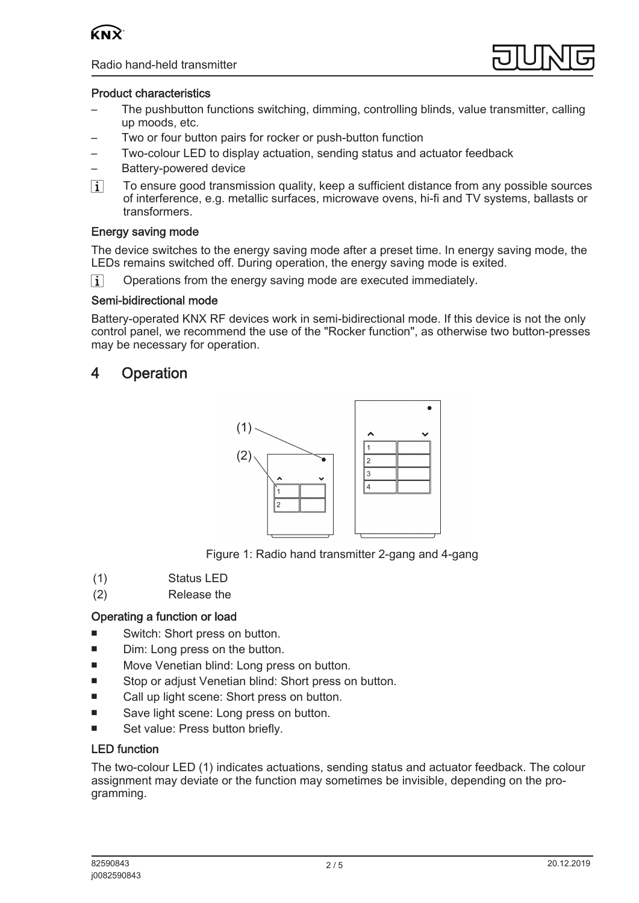### Product characteristics

- The pushbutton functions switching, dimming, controlling blinds, value transmitter, calling up moods, etc.
- Two or four button pairs for rocker or push-button function
- Two-colour LED to display actuation, sending status and actuator feedback
- Battery-powered device

i To ensure good transmission quality, keep a sufficient distance from any possible sources of interference, e.g. metallic surfaces, microwave ovens, hi-fi and TV systems, ballasts or transformers.

### Energy saving mode

The device switches to the energy saving mode after a preset time. In energy saving mode, the LEDs remains switched off. During operation, the energy saving mode is exited.

i Operations from the energy saving mode are executed immediately.

### Semi-bidirectional mode

Battery-operated KNX RF devices work in semi-bidirectional mode. If this device is not the only control panel, we recommend the use of the "Rocker function", as otherwise two button-presses may be necessary for operation.

## 4 Operation

Figure 1: Radio hand transmitter 2-gang and 4-gang

(1) Status LED

(2) Release the

### Operating a function or load

- Switch: Short press on button.
- Dim: Long press on the button.
- Move Venetian blind: Long press on button.
- Stop or adjust Venetian blind: Short press on button.
- Call up light scene: Short press on button.
- Save light scene: Long press on button.
- Set value: Press button briefly.

### LED function

The two-colour LED (1) indicates actuations, sending status and actuator feedback. The colour assignment may deviate or the function may sometimes be invisible, depending on the programming.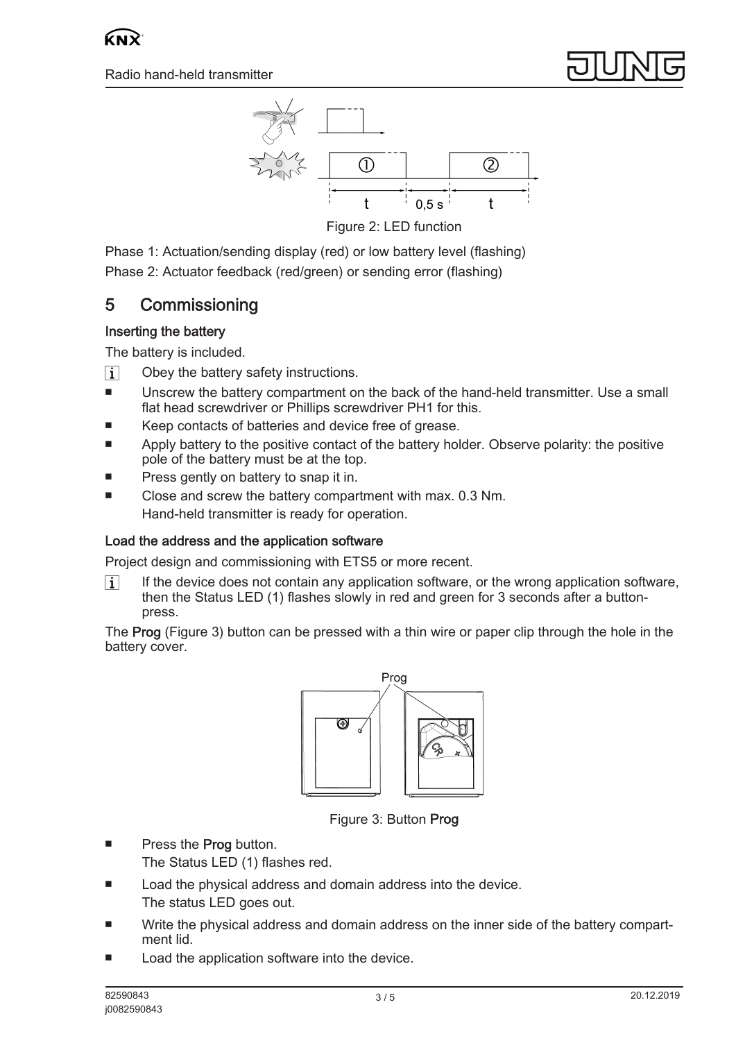Figure 2: LED function

Phase 1: Actuation/sending display (red) or low battery level (flashing)

Phase 2: Actuator feedback (red/green) or sending error (flashing)

## 5 Commissioning

### Inserting the battery

The battery is included.

- Obey the battery safety instructions.
- Unscrew the battery compartment on the back of the hand-held transmitter. Use a small flat head screwdriver or Phillips screwdriver PH1 for this.
- Keep contacts of batteries and device free of grease.
- Apply battery to the positive contact of the battery holder. Observe polarity: the positive pole of the battery must be at the top.
- Press gently on battery to snap it in.
- Close and screw the battery compartment with max. 0.3 Nm.
  Hand-held transmitter is ready for operation.

### Load the address and the application software

Project design and commissioning with ETS5 or more recent.

- If the device does not contain any application software, or the wrong application software, then the Status LED (1) flashes slowly in red and green for 3 seconds after a button-press.

The **Prog** (Figure 3) button can be pressed with a thin wire or paper clip through the hole in the battery cover.

Figure 3: Button **Prog**

- Press the **Prog** button.
  The Status LED (1) flashes red.
- Load the physical address and domain address into the device.
  The status LED goes out.
- Write the physical address and domain address on the inner side of the battery compartment lid.
- Load the application software into the device.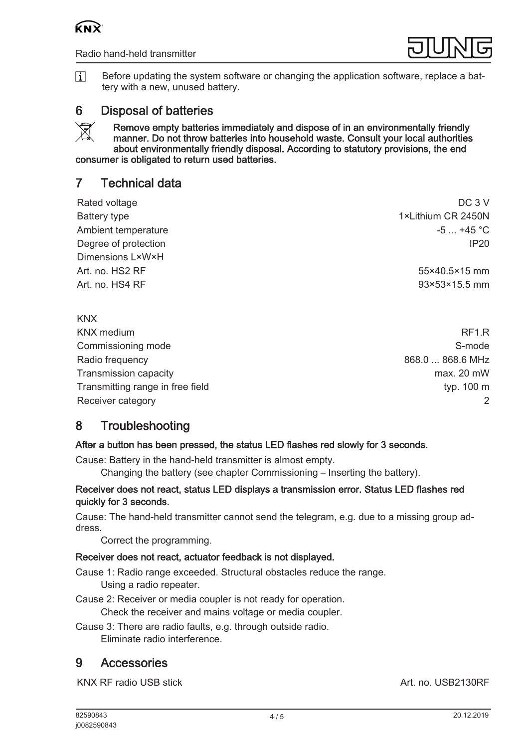i Before updating the system software or changing the application software, replace a battery with a new, unused battery.

## 6 Disposal of batteries

**Remove empty batteries immediately and dispose of in an environmentally friendly manner. Do not throw batteries into household waste. Consult your local authorities about environmentally friendly disposal. According to statutory provisions, the end consumer is obligated to return used batteries.**

## 7 Technical data

| | |
|---|---|
| Rated voltage | DC 3 V |
| Battery type | 1×Lithium CR 2450N |
| Ambient temperature | -5 ... +45 °C |
| Degree of protection | IP20 |
| Dimensions L×W×H | |
| Art. no. HS2 RF | 55×40.5×15 mm |
| Art. no. HS4 RF | 93×53×15.5 mm |

| | |
|---|---|
| KNX | |
| KNX medium | RF1.R |
| Commissioning mode | S-mode |
| Radio frequency | 868.0 ... 868.6 MHz |
| Transmission capacity | max. 20 mW |
| Transmitting range in free field | typ. 100 m |
| Receiver category | 2 |

## 8 Troubleshooting

**After a button has been pressed, the status LED flashes red slowly for 3 seconds.**

Cause: Battery in the hand-held transmitter is almost empty.

Changing the battery (see chapter Commissioning – Inserting the battery).

**Receiver does not react, status LED displays a transmission error. Status LED flashes red quickly for 3 seconds.**

Cause: The hand-held transmitter cannot send the telegram, e.g. due to a missing group address.

Correct the programming.

**Receiver does not react, actuator feedback is not displayed.**

Cause 1: Radio range exceeded. Structural obstacles reduce the range.

Using a radio repeater.

Cause 2: Receiver or media coupler is not ready for operation.

Check the receiver and mains voltage or media coupler.

Cause 3: There are radio faults, e.g. through outside radio.

Eliminate radio interference.

## 9 Accessories

| | |
|---|---|
| KNX RF radio USB stick | Art. no. USB2130RF |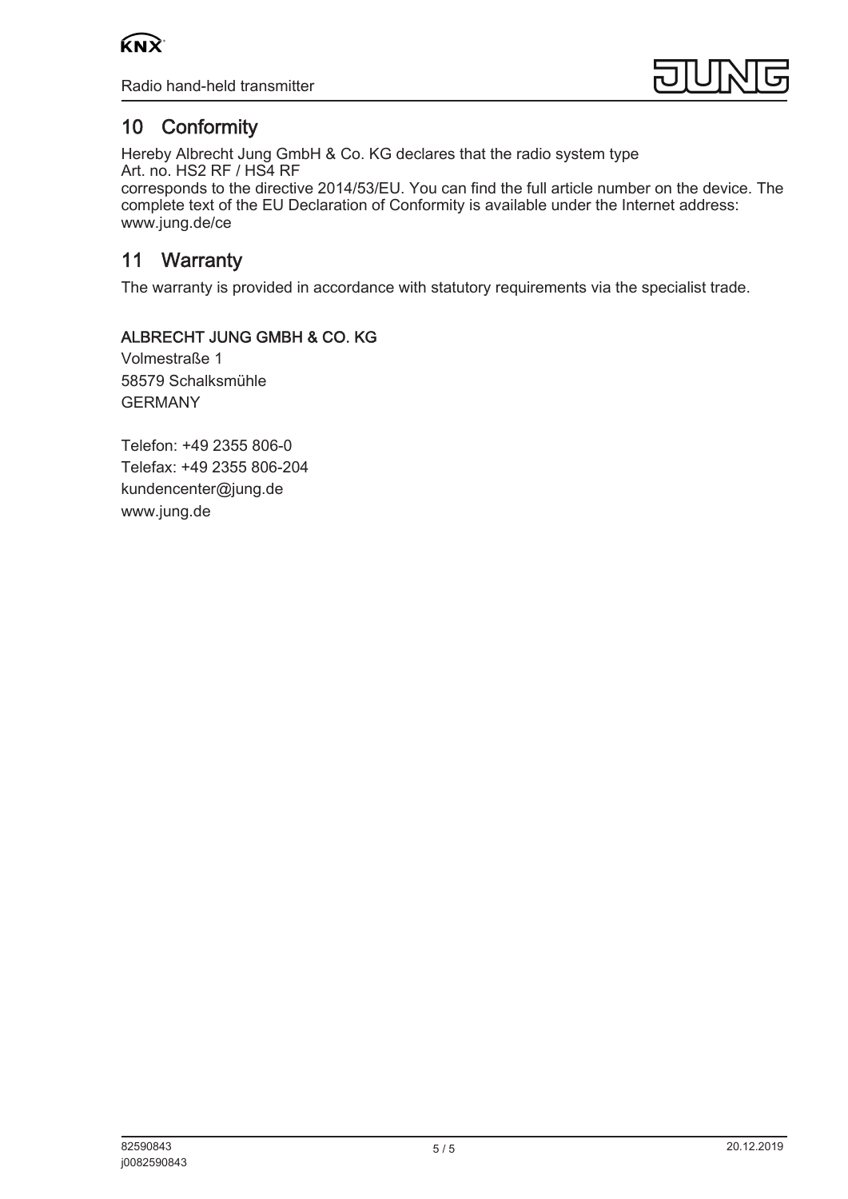## 10 Conformity

Hereby Albrecht Jung GmbH & Co. KG declares that the radio system type
Art. no. HS2 RF / HS4 RF
corresponds to the directive 2014/53/EU. You can find the full article number on the device. The complete text of the EU Declaration of Conformity is available under the Internet address: www.jung.de/ce

## 11 Warranty

The warranty is provided in accordance with statutory requirements via the specialist trade.

**ALBRECHT JUNG GMBH & CO. KG**
Volmestraße 1
58579 Schalksmühle
GERMANY

Telefon: +49 2355 806-0
Telefax: +49 2355 806-204
kundencenter@jung.de
www.jung.de